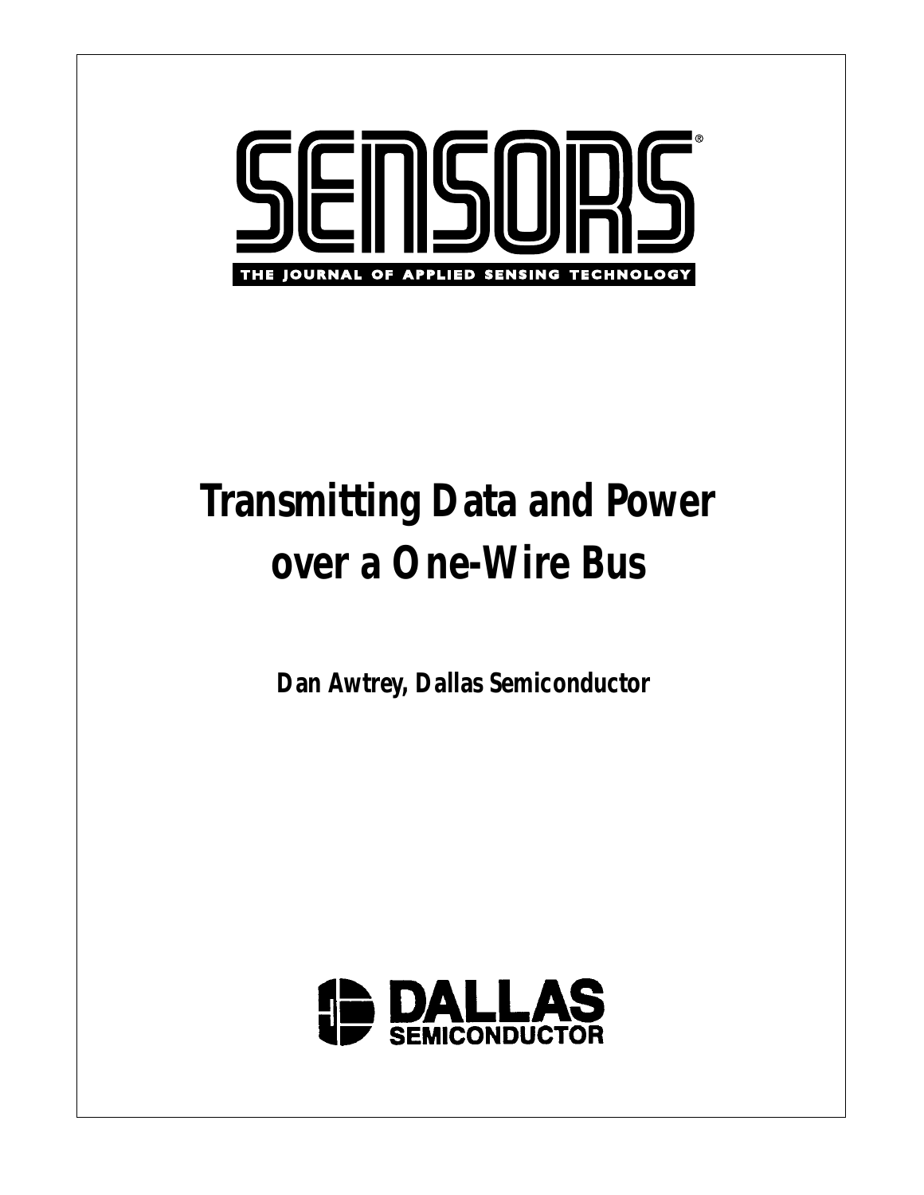# SENSORS®

THE JOURNAL OF APPLIED SENSING TECHNOLOGY

## Transmitting Data and Power over a One-Wire Bus

**Dan Awtrey, Dallas Semiconductor**

DALLAS SEMICONDUCTOR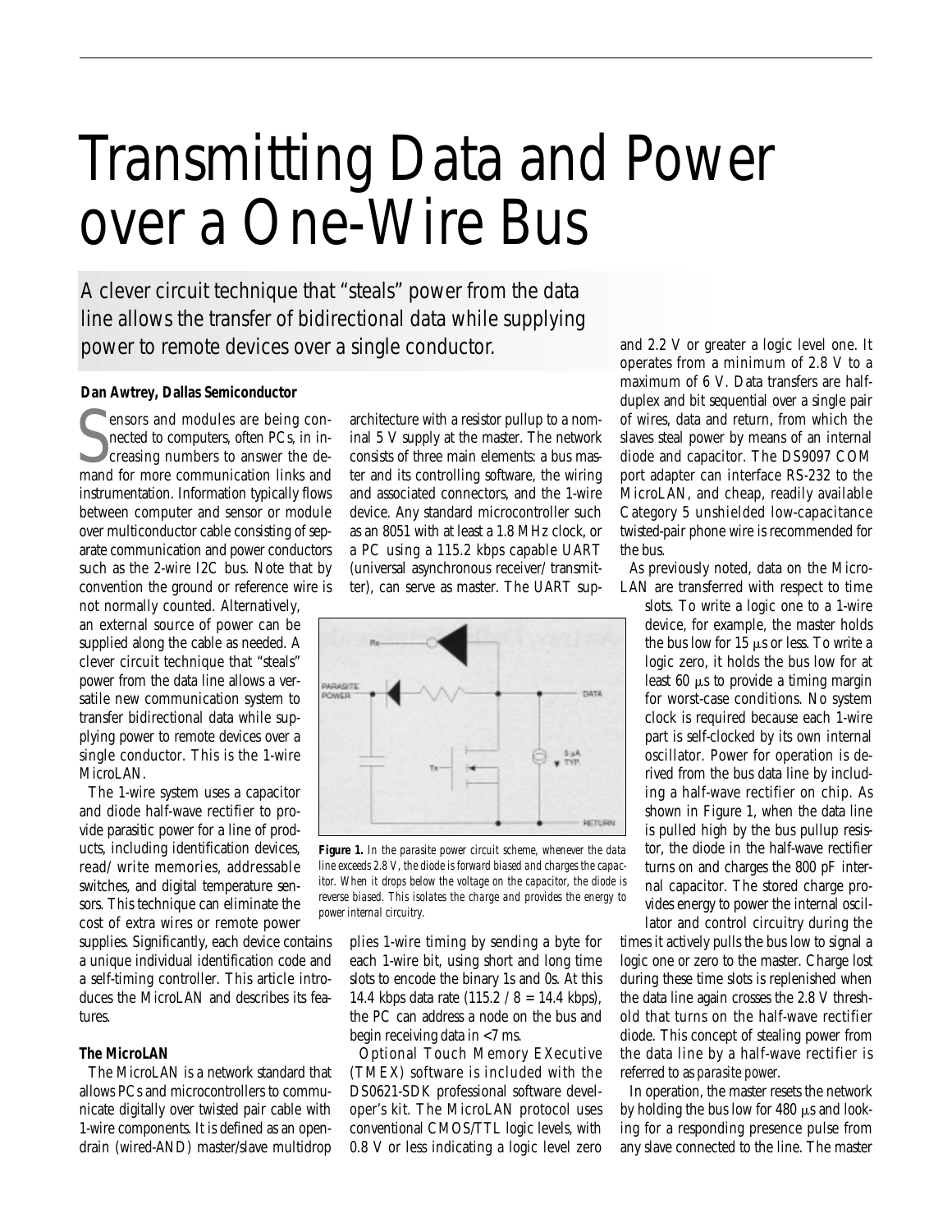# Transmitting Data and Power over a One-Wire Bus

A clever circuit technique that "steals" power from the data line allows the transfer of bidirectional data while supplying power to remote devices over a single conductor.

**Dan Awtrey, Dallas Semiconductor**

Sensors and modules are being connected to computers, often PCs, in increasing numbers to answer the demand for more communication links and instrumentation. Information typically flows between computer and sensor or module over multiconductor cable consisting of separate communication and power conductors such as the 2-wire I2C bus. Note that by convention the ground or reference wire is not normally counted. Alternatively, an external source of power can be supplied along the cable as needed. A clever circuit technique that "steals" power from the data line allows a versatile new communication system to transfer bidirectional data while supplying power to remote devices over a single conductor. This is the 1-wire MicroLAN.

The 1-wire system uses a capacitor and diode half-wave rectifier to provide parasitic power for a line of products, including identification devices, read/write memories, addressable switches, and digital temperature sensors. This technique can eliminate the cost of extra wires or remote power supplies. Significantly, each device contains a unique individual identification code and a self-timing controller. This article introduces the MicroLAN and describes its features.

### The MicroLAN

The MicroLAN is a network standard that allows PCs and microcontrollers to communicate digitally over twisted pair cable with 1-wire components. It is defined as an open-drain (wired-AND) master/slave multidrop architecture with a resistor pullup to a nominal 5 V supply at the master. The network consists of three main elements: a bus master and its controlling software, the wiring and associated connectors, and the 1-wire device. Any standard microcontroller such as an 8051 with at least a 1.8 MHz clock, or a PC using a 115.2 kbps capable UART (universal asynchronous receiver/transmitter), can serve as master. The UART supplies 1-wire timing by sending a byte for each 1-wire bit, using short and long time slots to encode the binary 1s and 0s. At this 14.4 kbps data rate (115.2 / 8 = 14.4 kbps), the PC can address a node on the bus and begin receiving data in <7 ms.

**Figure 1.** *In the parasite power circuit scheme, whenever the data line exceeds 2.8 V, the diode is forward biased and charges the capacitor. When it drops below the voltage on the capacitor, the diode is reverse biased. This isolates the charge and provides the energy to power internal circuitry.*

Optional Touch Memory EXecutive (TMEX) software is included with the DS0621-SDK professional software developer's kit. The MicroLAN protocol uses conventional CMOS/TTL logic levels, with 0.8 V or less indicating a logic level zero and 2.2 V or greater a logic level one. It operates from a minimum of 2.8 V to a maximum of 6 V. Data transfers are half-duplex and bit sequential over a single pair of wires, data and return, from which the slaves steal power by means of an internal diode and capacitor. The DS9097 COM port adapter can interface RS-232 to the MicroLAN, and cheap, readily available Category 5 unshielded low-capacitance twisted-pair phone wire is recommended for the bus.

As previously noted, data on the MicroLAN are transferred with respect to time slots. To write a logic one to a 1-wire device, for example, the master holds the bus low for 15 µs or less. To write a logic zero, it holds the bus low for at least 60 µs to provide a timing margin for worst-case conditions. No system clock is required because each 1-wire part is self-clocked by its own internal oscillator. Power for operation is derived from the bus data line by including a half-wave rectifier on chip. As shown in Figure 1, when the data line is pulled high by the bus pullup resistor, the diode in the half-wave rectifier turns on and charges the 800 pF internal capacitor. The stored charge provides energy to power the internal oscillator and control circuitry during the times it actively pulls the bus low to signal a logic one or zero to the master. Charge lost during these time slots is replenished when the data line again crosses the 2.8 V threshold that turns on the half-wave rectifier diode. This concept of stealing power from the data line by a half-wave rectifier is referred to as *parasite power*.

In operation, the master resets the network by holding the bus low for 480 µs and looking for a responding presence pulse from any slave connected to the line. The master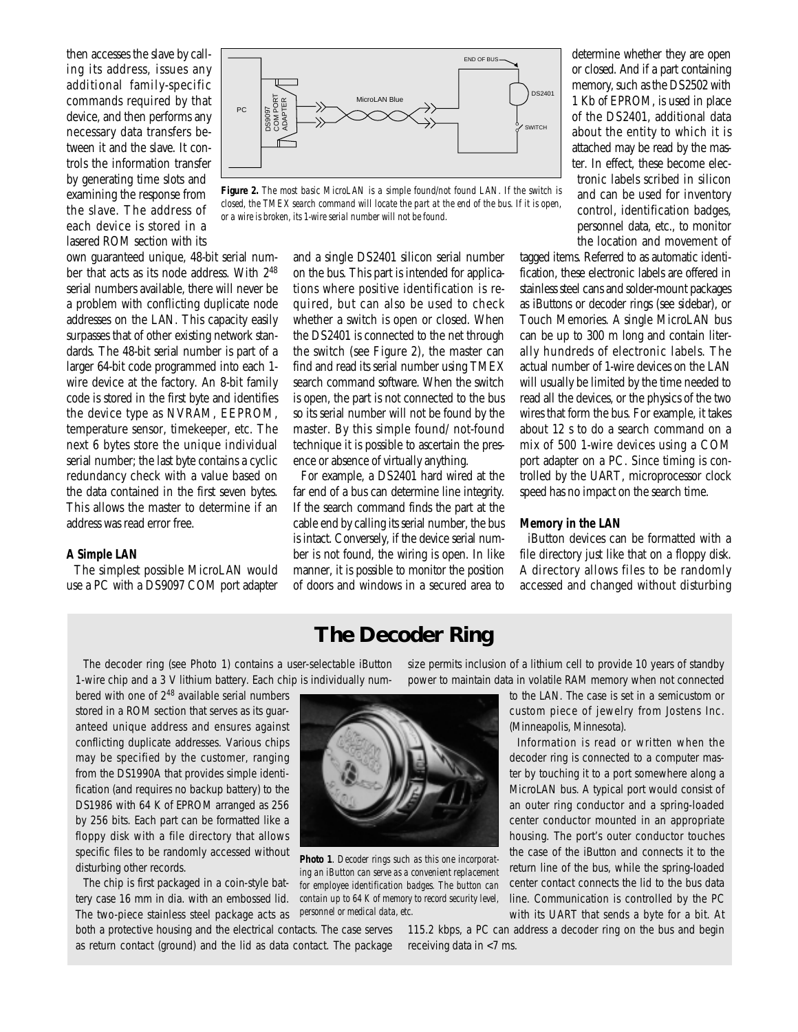then accesses the slave by calling its address, issues any additional family-specific commands required by that device, and then performs any necessary data transfers between it and the slave. It controls the information transfer by generating time slots and examining the response from the slave. The address of each device is stored in a lasered ROM section with its own guaranteed unique, 48-bit serial number that acts as its node address. With $2^{48}$ serial numbers available, there will never be a problem with conflicting duplicate node addresses on the LAN. This capacity easily surpasses that of other existing network standards. The 48-bit serial number is part of a larger 64-bit code programmed into each 1-wire device at the factory. An 8-bit family code is stored in the first byte and identifies the device type as NVRAM, EEPROM, temperature sensor, timekeeper, etc. The next 6 bytes store the unique individual serial number; the last byte contains a cyclic redundancy check with a value based on the data contained in the first seven bytes. This allows the master to determine if an address was read error free.

**Figure 2.** *The most basic MicroLAN is a simple found/not found LAN. If the switch is closed, the TMEX search command will locate the part at the end of the bus. If it is open, or a wire is broken, its 1-wire serial number will not be found.*

### A Simple LAN

The simplest possible MicroLAN would use a PC with a DS9097 COM port adapter and a single DS2401 silicon serial number on the bus. This part is intended for applications where positive identification is required, but can also be used to check whether a switch is open or closed. When the DS2401 is connected to the net through the switch (see Figure 2), the master can find and read its serial number using TMEX search command software. When the switch is open, the part is not connected to the bus so its serial number will not be found by the master. By this simple found/not-found technique it is possible to ascertain the presence or absence of virtually anything.

For example, a DS2401 hard wired at the far end of a bus can determine line integrity. If the search command finds the part at the cable end by calling its serial number, the bus is intact. Conversely, if the device serial number is not found, the wiring is open. In like manner, it is possible to monitor the position of doors and windows in a secured area to determine whether they are open or closed. And if a part containing memory, such as the DS2502 with 1 Kb of EPROM, is used in place of the DS2401, additional data about the entity to which it is attached may be read by the master. In effect, these become electronic labels scribed in silicon and can be used for inventory control, identification badges, personnel data, etc., to monitor the location and movement of tagged items. Referred to as automatic identification, these electronic labels are offered in stainless steel cans and solder-mount packages as iButtons or decoder rings (see sidebar), or Touch Memories. A single MicroLAN bus can be up to 300 m long and contain literally hundreds of electronic labels. The actual number of 1-wire devices on the LAN will usually be limited by the time needed to read all the devices, or the physics of the two wires that form the bus. For example, it takes about 12 s to do a search command on a mix of 500 1-wire devices using a COM port adapter on a PC. Since timing is controlled by the UART, microprocessor clock speed has no impact on the search time.

### Memory in the LAN

iButton devices can be formatted with a file directory just like that on a floppy disk. A directory allows files to be randomly accessed and changed without disturbing

## The Decoder Ring

The decoder ring (see Photo 1) contains a user-selectable iButton 1-wire chip and a 3 V lithium battery. Each chip is individually numbered with one of $2^{48}$ available serial numbers stored in a ROM section that serves as its guaranteed unique address and ensures against conflicting duplicate addresses. Various chips may be specified by the customer, ranging from the DS1990A that provides simple identification (and requires no backup battery) to the DS1986 with 64 K of EPROM arranged as 256 by 256 bits. Each part can be formatted like a floppy disk with a file directory that allows specific files to be randomly accessed without disturbing other records.

The chip is first packaged in a coin-style battery case 16 mm in dia. with an embossed lid. The two-piece stainless steel package acts as both a protective housing and the electrical contacts. The case serves as return contact (ground) and the lid as data contact. The package size permits inclusion of a lithium cell to provide 10 years of standby power to maintain data in volatile RAM memory when not connected to the LAN. The case is set in a semicustom or custom piece of jewelry from Jostens Inc. (Minneapolis, Minnesota).

**Photo 1**. *Decoder rings such as this one incorporating an iButton can serve as a convenient replacement for employee identification badges. The button can contain up to 64 K of memory to record security level, personnel or medical data, etc.*

Information is read or written when the decoder ring is connected to a computer master by touching it to a port somewhere along a MicroLAN bus. A typical port would consist of an outer ring conductor and a spring-loaded center conductor mounted in an appropriate housing. The port's outer conductor touches the case of the iButton and connects it to the return line of the bus, while the spring-loaded center contact connects the lid to the bus data line. Communication is controlled by the PC with its UART that sends a byte for a bit. At 115.2 kbps, a PC can address a decoder ring on the bus and begin receiving data in <7 ms.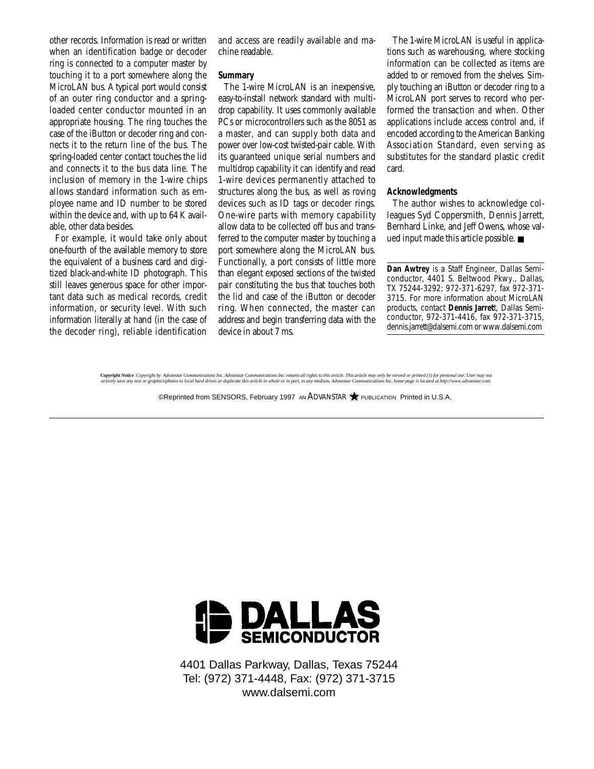other records. Information is read or written when an identification badge or decoder ring is connected to a computer master by touching it to a port somewhere along the MicroLAN bus. A typical port would consist of an outer ring conductor and a spring-loaded center conductor mounted in an appropriate housing. The ring touches the case of the iButton or decoder ring and connects it to the return line of the bus. The spring-loaded center contact touches the lid and connects it to the bus data line. The inclusion of memory in the 1-wire chips allows standard information such as employee name and ID number to be stored within the device and, with up to 64 K available, other data besides.

For example, it would take only about one-fourth of the available memory to store the equivalent of a business card and digitized black-and-white ID photograph. This still leaves generous space for other important data such as medical records, credit information, or security level. With such information literally at hand (in the case of the decoder ring), reliable identification and access are readily available and machine readable.

## Summary

The 1-wire MicroLAN is an inexpensive, easy-to-install network standard with multidrop capability. It uses commonly available PCs or microcontrollers such as the 8051 as a master, and can supply both data and power over low-cost twisted-pair cable. With its guaranteed unique serial numbers and multidrop capability it can identify and read 1-wire devices permanently attached to structures along the bus, as well as roving devices such as ID tags or decoder rings. One-wire parts with memory capability allow data to be collected off bus and transferred to the computer master by touching a port somewhere along the MicroLAN bus. Functionally, a port consists of little more than elegant exposed sections of the twisted pair constituting the bus that touches both the lid and case of the iButton or decoder ring. When connected, the master can address and begin transferring data with the device in about 7 ms.

The 1-wire MicroLAN is useful in applications such as warehousing, where stocking information can be collected as items are added to or removed from the shelves. Simply touching an iButton or decoder ring to a MicroLAN port serves to record who performed the transaction and when. Other applications include access control and, if encoded according to the American Banking Association Standard, even serving as substitutes for the standard plastic credit card.

## Acknowledgments

The author wishes to acknowledge colleagues Syd Coppersmith, Dennis Jarrett, Bernhard Linke, and Jeff Owens, whose valued input made this article possible. ■

**Dan Awtrey** is a Staff Engineer, Dallas Semiconductor, 4401 S. Beltwood Pkwy., Dallas, TX 75244-3292; 972-371-6297, fax 972-371-3715. For more information about MicroLAN products, contact **Dennis Jarret**t, Dallas Semiconductor, 972-371-4416, fax 972-371-3715, dennis.jarrett@dalsemi.com or www.dalsemi.com

***Copyright Notice*** *Copyright by Advanstar Communications Inc. Advanstar Communications Inc. retains all rights to this article. This article may only be viewed or printed (1) for personal use. User may not actively save any text or graphics/photos to local hard drives or duplicate this article in whole or in part, in any medium. Advanstar Communications Inc. home page is located at http://www.advanstar.com.*

©Reprinted from SENSORS, February 1997 AN ADVANSTAR ★ PUBLICATION Printed in U.S.A.

DALLAS SEMICONDUCTOR

4401 Dallas Parkway, Dallas, Texas 75244
Tel: (972) 371-4448, Fax: (972) 371-3715
www.dalsemi.com